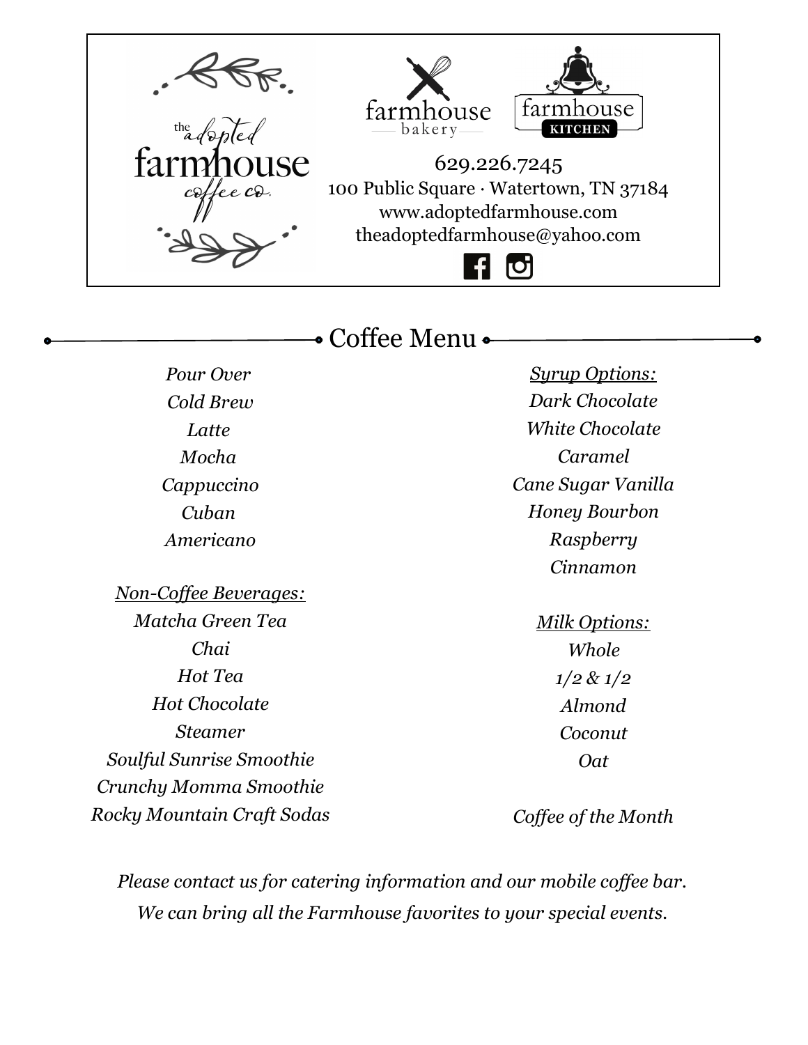the adopted farmhouse coffee co.

farmhouse bakery

farmhouse KITCHEN

629.226.7245
100 Public Square · Watertown, TN 37184
www.adoptedfarmhouse.com
theadoptedfarmhouse@yahoo.com

## Coffee Menu

*Pour Over*
*Cold Brew*
*Latte*
*Mocha*
*Cappuccino*
*Cuban*
*Americano*

*Non-Coffee Beverages:*
*Matcha Green Tea*
*Chai*
*Hot Tea*
*Hot Chocolate*
*Steamer*
*Soulful Sunrise Smoothie*
*Crunchy Momma Smoothie*
*Rocky Mountain Craft Sodas*

*Syrup Options:*
*Dark Chocolate*
*White Chocolate*
*Caramel*
*Cane Sugar Vanilla*
*Honey Bourbon*
*Raspberry*
*Cinnamon*

*Milk Options:*
*Whole*
*1/2 & 1/2*
*Almond*
*Coconut*
*Oat*

*Coffee of the Month*

*Please contact us for catering information and our mobile coffee bar.*
*We can bring all the Farmhouse favorites to your special events.*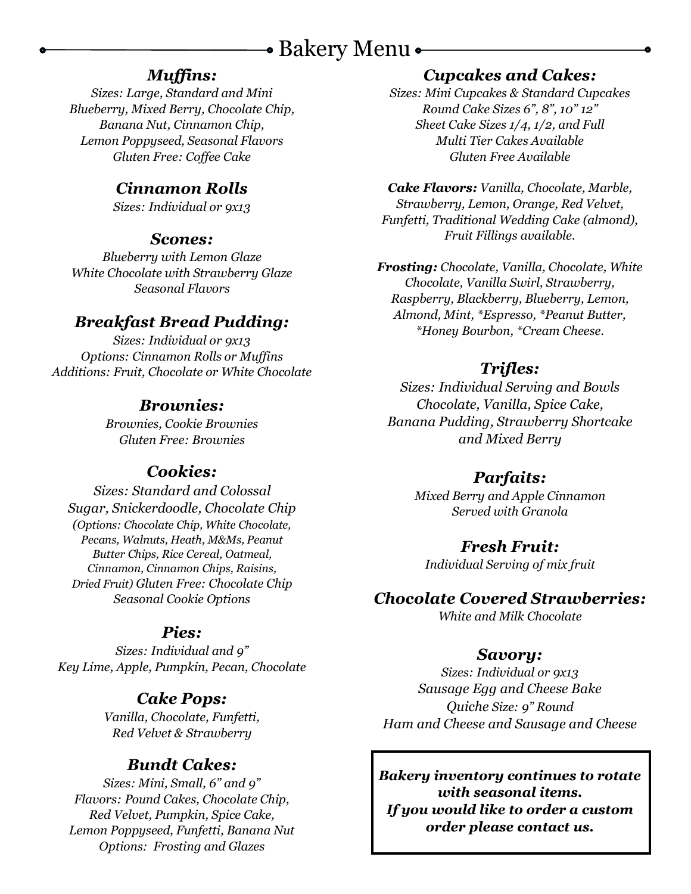# Bakery Menu

### *Muffins:*

*Sizes: Large, Standard and Mini*
*Blueberry, Mixed Berry, Chocolate Chip, Banana Nut, Cinnamon Chip, Lemon Poppyseed, Seasonal Flavors*
*Gluten Free: Coffee Cake*

### *Cinnamon Rolls*

*Sizes: Individual or 9x13*

### *Scones:*

*Blueberry with Lemon Glaze*
*White Chocolate with Strawberry Glaze*
*Seasonal Flavors*

### *Breakfast Bread Pudding:*

*Sizes: Individual or 9x13*
*Options: Cinnamon Rolls or Muffins*
*Additions: Fruit, Chocolate or White Chocolate*

### *Brownies:*

*Brownies, Cookie Brownies*
*Gluten Free: Brownies*

### *Cookies:*

*Sizes: Standard and Colossal*
*Sugar, Snickerdoodle, Chocolate Chip*
*(Options: Chocolate Chip, White Chocolate, Pecans, Walnuts, Heath, M&Ms, Peanut Butter Chips, Rice Cereal, Oatmeal, Cinnamon, Cinnamon Chips, Raisins, Dried Fruit) Gluten Free: Chocolate Chip*
*Seasonal Cookie Options*

### *Pies:*

*Sizes: Individual and 9"*
*Key Lime, Apple, Pumpkin, Pecan, Chocolate*

### *Cake Pops:*

*Vanilla, Chocolate, Funfetti, Red Velvet & Strawberry*

### *Bundt Cakes:*

*Sizes: Mini, Small, 6" and 9"*
*Flavors: Pound Cakes, Chocolate Chip, Red Velvet, Pumpkin, Spice Cake, Lemon Poppyseed, Funfetti, Banana Nut*
*Options: Frosting and Glazes*

### *Cupcakes and Cakes:*

*Sizes: Mini Cupcakes & Standard Cupcakes*
*Round Cake Sizes 6", 8", 10" 12"*
*Sheet Cake Sizes 1/4, 1/2, and Full*
*Multi Tier Cakes Available*
*Gluten Free Available*

***Cake Flavors:*** *Vanilla, Chocolate, Marble, Strawberry, Lemon, Orange, Red Velvet, Funfetti, Traditional Wedding Cake (almond), Fruit Fillings available.*

***Frosting:*** *Chocolate, Vanilla, Chocolate, White Chocolate, Vanilla Swirl, Strawberry, Raspberry, Blackberry, Blueberry, Lemon, Almond, Mint, *Espresso, *Peanut Butter, *Honey Bourbon, *Cream Cheese.*

### *Trifles:*

*Sizes: Individual Serving and Bowls*
*Chocolate, Vanilla, Spice Cake, Banana Pudding, Strawberry Shortcake and Mixed Berry*

### *Parfaits:*

*Mixed Berry and Apple Cinnamon*
*Served with Granola*

### *Fresh Fruit:*

*Individual Serving of mix fruit*

### *Chocolate Covered Strawberries:*

*White and Milk Chocolate*

### *Savory:*

*Sizes: Individual or 9x13*
*Sausage Egg and Cheese Bake*
*Quiche Size: 9" Round*
*Ham and Cheese and Sausage and Cheese*

***Bakery inventory continues to rotate with seasonal items.***
***If you would like to order a custom order please contact us.***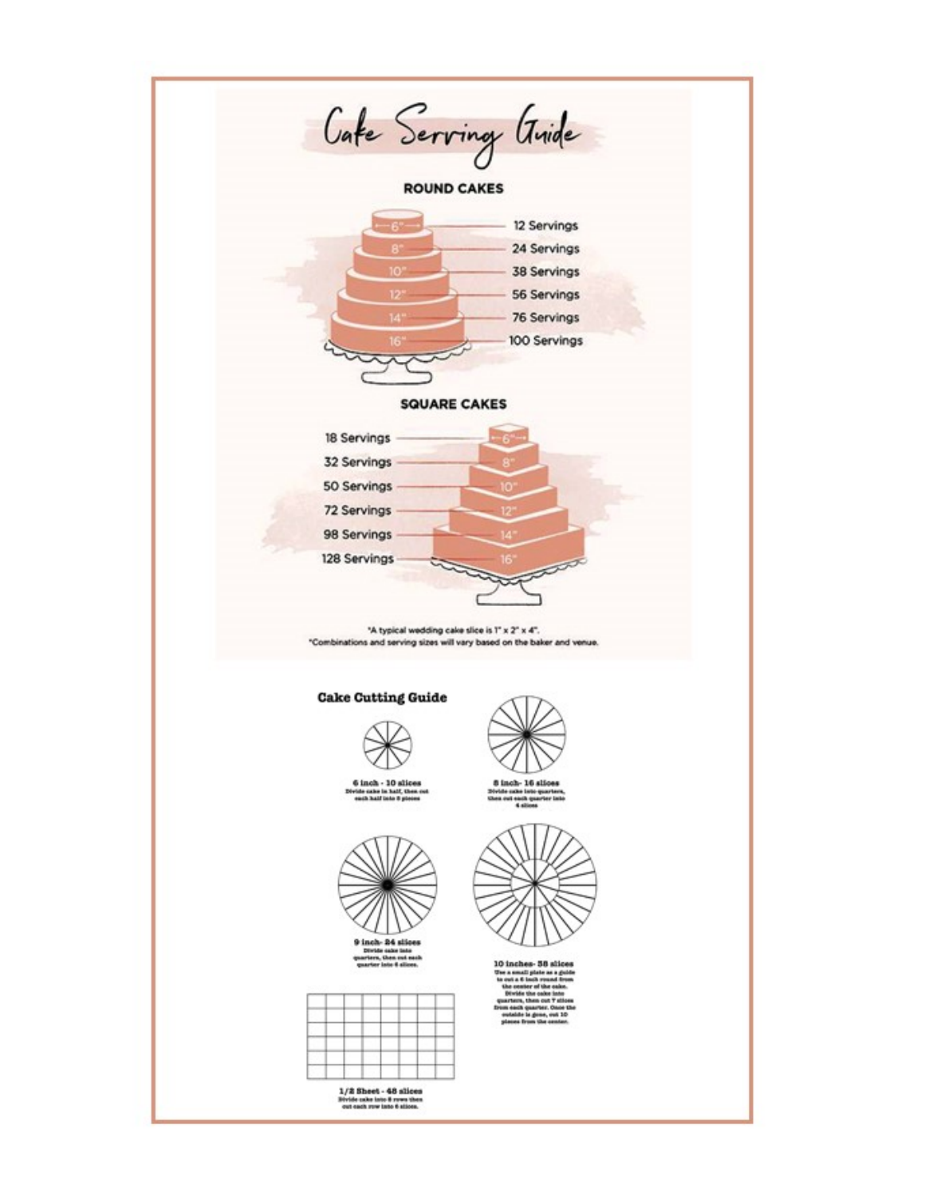# Cake Serving Guide

## ROUND CAKES

| Size | Servings |
| --- | --- |
| 6" | 12 Servings |
| 8" | 24 Servings |
| 10" | 38 Servings |
| 12" | 56 Servings |
| 14" | 76 Servings |
| 16" | 100 Servings |

## SQUARE CAKES

| Size | Servings |
| --- | --- |
| 6" | 18 Servings |
| 8" | 32 Servings |
| 10" | 50 Servings |
| 12" | 72 Servings |
| 14" | 98 Servings |
| 16" | 128 Servings |

*A typical wedding cake slice is 1" x 2" x 4".
*Combinations and serving sizes will vary based on the baker and venue.

## Cake Cutting Guide

**6 inch - 10 slices**
Divide cake in half, then cut each half into 5 pieces

**8 inch- 16 slices**
Divide cake into quarters, then cut each quarter into 4 slices

**9 inch- 24 slices**
Divide cake into quarters, then cut each quarter into 6 slices.

**10 inches- 38 slices**
Use a small plate as a guide to cut a 6 inch round from the center of the cake. Divide the cake into quarters, then cut 7 slices from each quarter. Once the outside is gone, cut 10 pieces from the center.

**1/2 Sheet - 48 slices**
Divide cake into 8 rows then cut each row into 6 slices.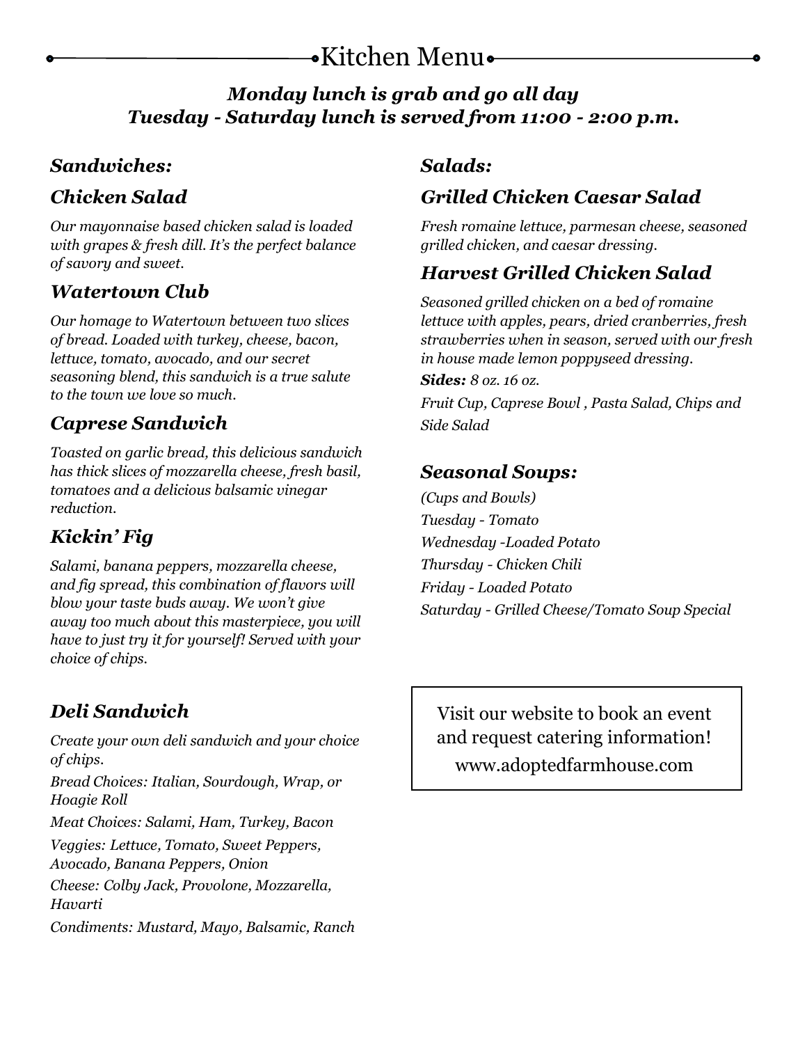# Kitchen Menu

***Monday lunch is grab and go all day***
***Tuesday - Saturday lunch is served from 11:00 - 2:00 p.m.***

## *Sandwiches:*

### *Chicken Salad*

*Our mayonnaise based chicken salad is loaded with grapes & fresh dill. It's the perfect balance of savory and sweet.*

### *Watertown Club*

*Our homage to Watertown between two slices of bread. Loaded with turkey, cheese, bacon, lettuce, tomato, avocado, and our secret seasoning blend, this sandwich is a true salute to the town we love so much.*

### *Caprese Sandwich*

*Toasted on garlic bread, this delicious sandwich has thick slices of mozzarella cheese, fresh basil, tomatoes and a delicious balsamic vinegar reduction.*

### *Kickin' Fig*

*Salami, banana peppers, mozzarella cheese, and fig spread, this combination of flavors will blow your taste buds away. We won't give away too much about this masterpiece, you will have to just try it for yourself! Served with your choice of chips.*

### *Deli Sandwich*

*Create your own deli sandwich and your choice of chips.*

*Bread Choices: Italian, Sourdough, Wrap, or Hoagie Roll*

*Meat Choices: Salami, Ham, Turkey, Bacon*

*Veggies: Lettuce, Tomato, Sweet Peppers, Avocado, Banana Peppers, Onion*

*Cheese: Colby Jack, Provolone, Mozzarella, Havarti*

*Condiments: Mustard, Mayo, Balsamic, Ranch*

## *Salads:*

### *Grilled Chicken Caesar Salad*

*Fresh romaine lettuce, parmesan cheese, seasoned grilled chicken, and caesar dressing.*

### *Harvest Grilled Chicken Salad*

*Seasoned grilled chicken on a bed of romaine lettuce with apples, pears, dried cranberries, fresh strawberries when in season, served with our fresh in house made lemon poppyseed dressing.*

***Sides:*** *8 oz. 16 oz.*

*Fruit Cup, Caprese Bowl , Pasta Salad, Chips and Side Salad*

## *Seasonal Soups:*

*(Cups and Bowls)*

*Tuesday - Tomato*

*Wednesday -Loaded Potato*

*Thursday - Chicken Chili*

*Friday - Loaded Potato*

*Saturday - Grilled Cheese/Tomato Soup Special*

Visit our website to book an event and request catering information!
www.adoptedfarmhouse.com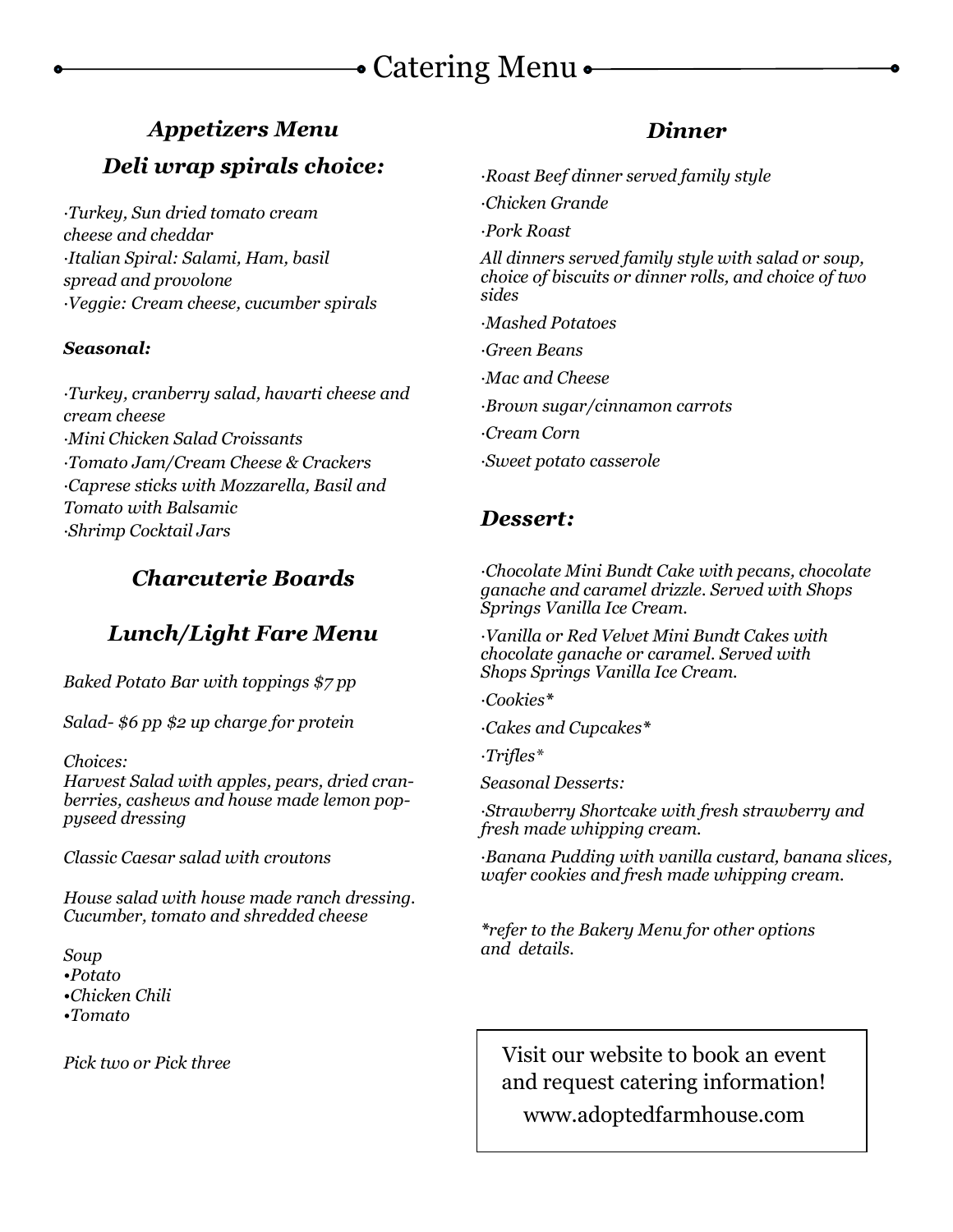# Catering Menu

## *Appetizers Menu*

### *Deli wrap spirals choice:*

*·Turkey, Sun dried tomato cream cheese and cheddar*
*·Italian Spiral: Salami, Ham, basil spread and provolone*
*·Veggie: Cream cheese, cucumber spirals*

***Seasonal:***

*·Turkey, cranberry salad, havarti cheese and cream cheese*
*·Mini Chicken Salad Croissants*
*·Tomato Jam/Cream Cheese & Crackers*
*·Caprese sticks with Mozzarella, Basil and Tomato with Balsamic*
*·Shrimp Cocktail Jars*

## *Charcuterie Boards*

## *Lunch/Light Fare Menu*

*Baked Potato Bar with toppings $7 pp*

*Salad- $6 pp $2 up charge for protein*

*Choices:*
*Harvest Salad with apples, pears, dried cranberries, cashews and house made lemon poppyseed dressing*

*Classic Caesar salad with croutons*

*House salad with house made ranch dressing. Cucumber, tomato and shredded cheese*

*Soup*
*•Potato*
*•Chicken Chili*
*•Tomato*

*Pick two or Pick three*

## *Dinner*

*·Roast Beef dinner served family style*

*·Chicken Grande*

*·Pork Roast*

*All dinners served family style with salad or soup, choice of biscuits or dinner rolls, and choice of two sides*

*·Mashed Potatoes*

*·Green Beans*

*·Mac and Cheese*

*·Brown sugar/cinnamon carrots*

*·Cream Corn*

*·Sweet potato casserole*

## *Dessert:*

*·Chocolate Mini Bundt Cake with pecans, chocolate ganache and caramel drizzle. Served with Shops Springs Vanilla Ice Cream.*

*·Vanilla or Red Velvet Mini Bundt Cakes with chocolate ganache or caramel. Served with Shops Springs Vanilla Ice Cream.*

*·Cookies**

*·Cakes and Cupcakes**

*·Trifles**

*Seasonal Desserts:*

*·Strawberry Shortcake with fresh strawberry and fresh made whipping cream.*

*·Banana Pudding with vanilla custard, banana slices, wafer cookies and fresh made whipping cream.*

**refer to the Bakery Menu for other options and details.*

Visit our website to book an event and request catering information!
www.adoptedfarmhouse.com